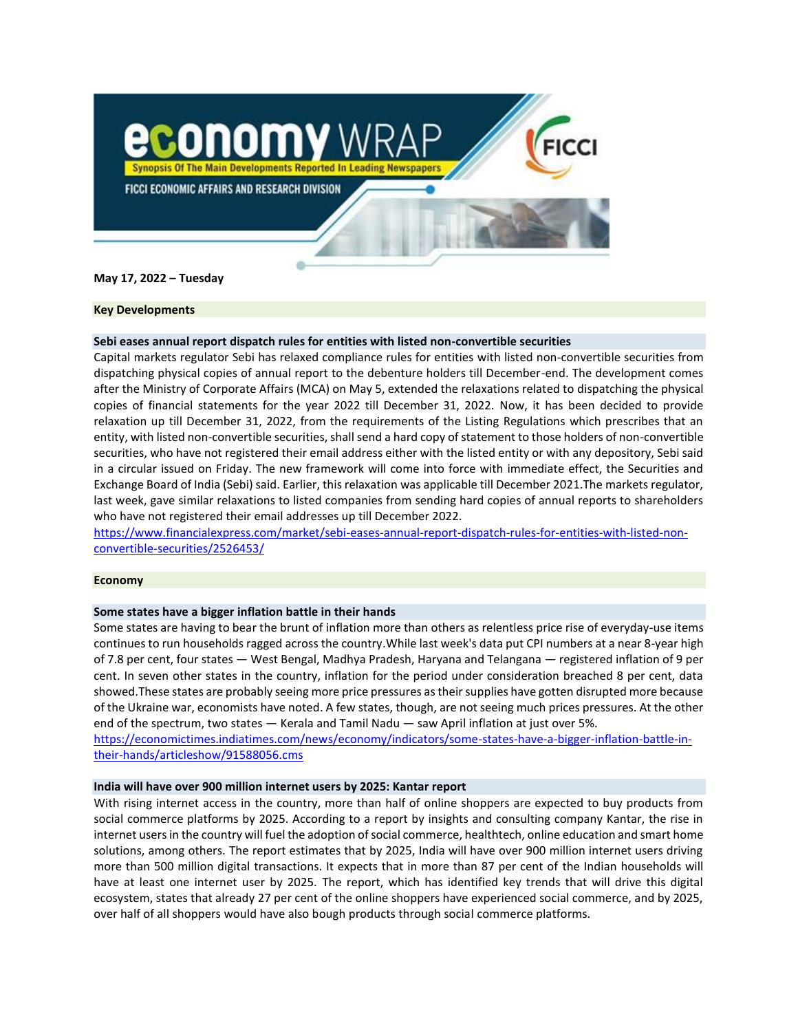# economy WRAP

Synopsis Of The Main Developments Reported In Leading Newspapers

FICCI ECONOMIC AFFAIRS AND RESEARCH DIVISION

**May 17, 2022 – Tuesday**

## Key Developments

### Sebi eases annual report dispatch rules for entities with listed non-convertible securities

Capital markets regulator Sebi has relaxed compliance rules for entities with listed non-convertible securities from dispatching physical copies of annual report to the debenture holders till December-end. The development comes after the Ministry of Corporate Affairs (MCA) on May 5, extended the relaxations related to dispatching the physical copies of financial statements for the year 2022 till December 31, 2022. Now, it has been decided to provide relaxation up till December 31, 2022, from the requirements of the Listing Regulations which prescribes that an entity, with listed non-convertible securities, shall send a hard copy of statement to those holders of non-convertible securities, who have not registered their email address either with the listed entity or with any depository, Sebi said in a circular issued on Friday. The new framework will come into force with immediate effect, the Securities and Exchange Board of India (Sebi) said. Earlier, this relaxation was applicable till December 2021.The markets regulator, last week, gave similar relaxations to listed companies from sending hard copies of annual reports to shareholders who have not registered their email addresses up till December 2022.

https://www.financialexpress.com/market/sebi-eases-annual-report-dispatch-rules-for-entities-with-listed-non-convertible-securities/2526453/

## Economy

### Some states have a bigger inflation battle in their hands

Some states are having to bear the brunt of inflation more than others as relentless price rise of everyday-use items continues to run households ragged across the country.While last week's data put CPI numbers at a near 8-year high of 7.8 per cent, four states — West Bengal, Madhya Pradesh, Haryana and Telangana — registered inflation of 9 per cent. In seven other states in the country, inflation for the period under consideration breached 8 per cent, data showed.These states are probably seeing more price pressures as their supplies have gotten disrupted more because of the Ukraine war, economists have noted. A few states, though, are not seeing much prices pressures. At the other end of the spectrum, two states — Kerala and Tamil Nadu — saw April inflation at just over 5%.

https://economictimes.indiatimes.com/news/economy/indicators/some-states-have-a-bigger-inflation-battle-in-their-hands/articleshow/91588056.cms

### India will have over 900 million internet users by 2025: Kantar report

With rising internet access in the country, more than half of online shoppers are expected to buy products from social commerce platforms by 2025. According to a report by insights and consulting company Kantar, the rise in internet users in the country will fuel the adoption of social commerce, healthtech, online education and smart home solutions, among others. The report estimates that by 2025, India will have over 900 million internet users driving more than 500 million digital transactions. It expects that in more than 87 per cent of the Indian households will have at least one internet user by 2025. The report, which has identified key trends that will drive this digital ecosystem, states that already 27 per cent of the online shoppers have experienced social commerce, and by 2025, over half of all shoppers would have also bough products through social commerce platforms.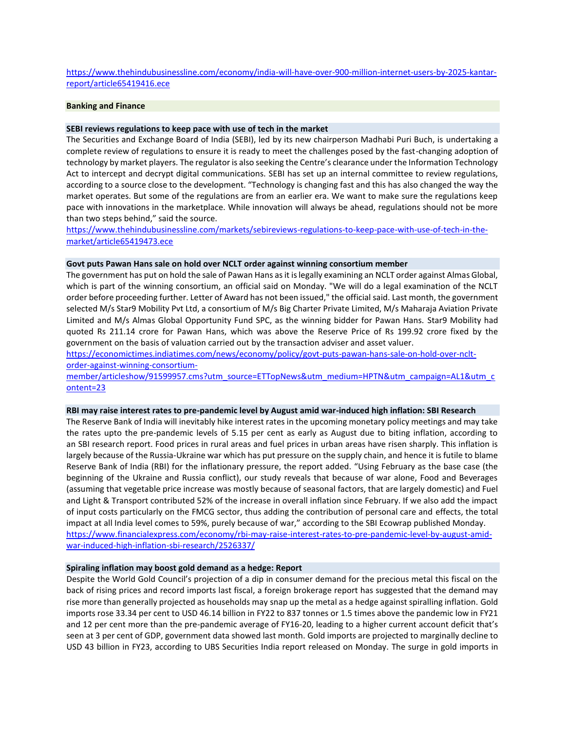https://www.thehindubusinessline.com/economy/india-will-have-over-900-million-internet-users-by-2025-kantar-report/article65419416.ece

## Banking and Finance

### SEBI reviews regulations to keep pace with use of tech in the market

The Securities and Exchange Board of India (SEBI), led by its new chairperson Madhabi Puri Buch, is undertaking a complete review of regulations to ensure it is ready to meet the challenges posed by the fast-changing adoption of technology by market players. The regulator is also seeking the Centre's clearance under the Information Technology Act to intercept and decrypt digital communications. SEBI has set up an internal committee to review regulations, according to a source close to the development. "Technology is changing fast and this has also changed the way the market operates. But some of the regulations are from an earlier era. We want to make sure the regulations keep pace with innovations in the marketplace. While innovation will always be ahead, regulations should not be more than two steps behind," said the source.
https://www.thehindubusinessline.com/markets/sebireviews-regulations-to-keep-pace-with-use-of-tech-in-the-market/article65419473.ece

### Govt puts Pawan Hans sale on hold over NCLT order against winning consortium member

The government has put on hold the sale of Pawan Hans as it is legally examining an NCLT order against Almas Global, which is part of the winning consortium, an official said on Monday. "We will do a legal examination of the NCLT order before proceeding further. Letter of Award has not been issued," the official said. Last month, the government selected M/s Star9 Mobility Pvt Ltd, a consortium of M/s Big Charter Private Limited, M/s Maharaja Aviation Private Limited and M/s Almas Global Opportunity Fund SPC, as the winning bidder for Pawan Hans. Star9 Mobility had quoted Rs 211.14 crore for Pawan Hans, which was above the Reserve Price of Rs 199.92 crore fixed by the government on the basis of valuation carried out by the transaction adviser and asset valuer.
https://economictimes.indiatimes.com/news/economy/policy/govt-puts-pawan-hans-sale-on-hold-over-nclt-order-against-winning-consortium-member/articleshow/91599957.cms?utm_source=ETTopNews&utm_medium=HPTN&utm_campaign=AL1&utm_content=23

### RBI may raise interest rates to pre-pandemic level by August amid war-induced high inflation: SBI Research

The Reserve Bank of India will inevitably hike interest rates in the upcoming monetary policy meetings and may take the rates upto the pre-pandemic levels of 5.15 per cent as early as August due to biting inflation, according to an SBI research report. Food prices in rural areas and fuel prices in urban areas have risen sharply. This inflation is largely because of the Russia-Ukraine war which has put pressure on the supply chain, and hence it is futile to blame Reserve Bank of India (RBI) for the inflationary pressure, the report added. "Using February as the base case (the beginning of the Ukraine and Russia conflict), our study reveals that because of war alone, Food and Beverages (assuming that vegetable price increase was mostly because of seasonal factors, that are largely domestic) and Fuel and Light & Transport contributed 52% of the increase in overall inflation since February. If we also add the impact of input costs particularly on the FMCG sector, thus adding the contribution of personal care and effects, the total impact at all India level comes to 59%, purely because of war," according to the SBI Ecowrap published Monday.
https://www.financialexpress.com/economy/rbi-may-raise-interest-rates-to-pre-pandemic-level-by-august-amid-war-induced-high-inflation-sbi-research/2526337/

### Spiraling inflation may boost gold demand as a hedge: Report

Despite the World Gold Council's projection of a dip in consumer demand for the precious metal this fiscal on the back of rising prices and record imports last fiscal, a foreign brokerage report has suggested that the demand may rise more than generally projected as households may snap up the metal as a hedge against spiralling inflation. Gold imports rose 33.34 per cent to USD 46.14 billion in FY22 to 837 tonnes or 1.5 times above the pandemic low in FY21 and 12 per cent more than the pre-pandemic average of FY16-20, leading to a higher current account deficit that's seen at 3 per cent of GDP, government data showed last month. Gold imports are projected to marginally decline to USD 43 billion in FY23, according to UBS Securities India report released on Monday. The surge in gold imports in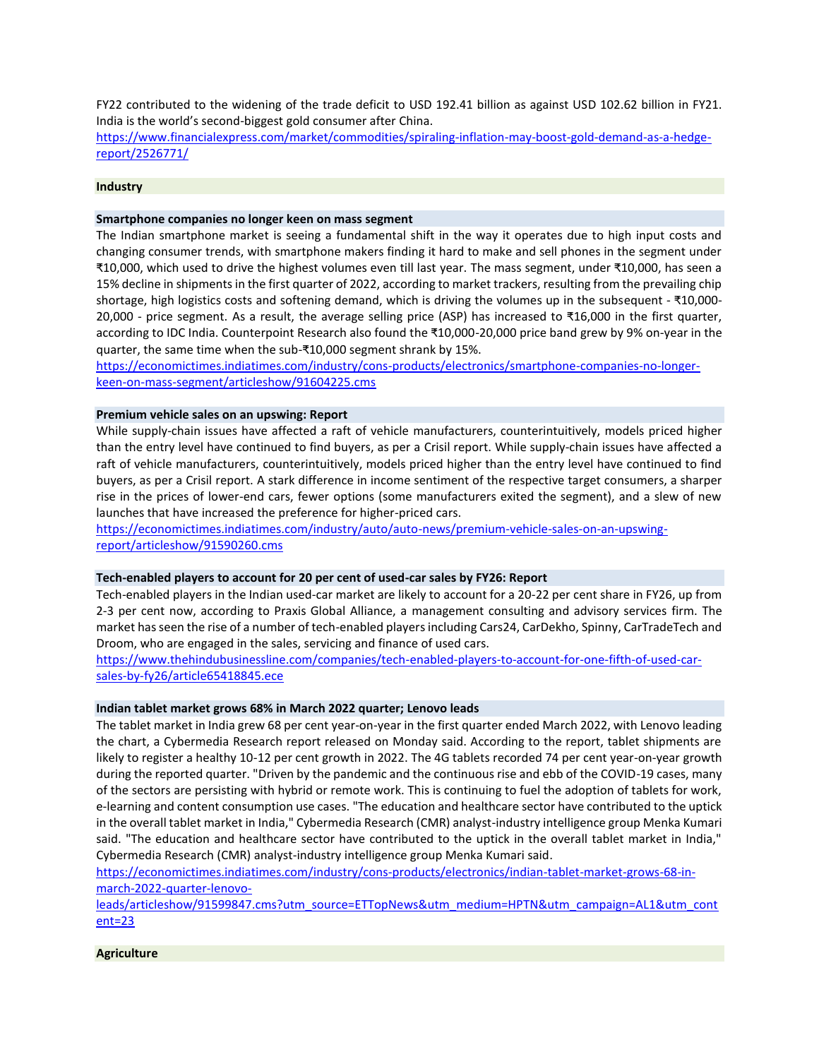FY22 contributed to the widening of the trade deficit to USD 192.41 billion as against USD 102.62 billion in FY21. India is the world's second-biggest gold consumer after China.
https://www.financialexpress.com/market/commodities/spiraling-inflation-may-boost-gold-demand-as-a-hedge-report/2526771/

## Industry

### Smartphone companies no longer keen on mass segment

The Indian smartphone market is seeing a fundamental shift in the way it operates due to high input costs and changing consumer trends, with smartphone makers finding it hard to make and sell phones in the segment under ₹10,000, which used to drive the highest volumes even till last year. The mass segment, under ₹10,000, has seen a 15% decline in shipments in the first quarter of 2022, according to market trackers, resulting from the prevailing chip shortage, high logistics costs and softening demand, which is driving the volumes up in the subsequent - ₹10,000-20,000 - price segment. As a result, the average selling price (ASP) has increased to ₹16,000 in the first quarter, according to IDC India. Counterpoint Research also found the ₹10,000-20,000 price band grew by 9% on-year in the quarter, the same time when the sub-₹10,000 segment shrank by 15%.
https://economictimes.indiatimes.com/industry/cons-products/electronics/smartphone-companies-no-longer-keen-on-mass-segment/articleshow/91604225.cms

### Premium vehicle sales on an upswing: Report

While supply-chain issues have affected a raft of vehicle manufacturers, counterintuitively, models priced higher than the entry level have continued to find buyers, as per a Crisil report. While supply-chain issues have affected a raft of vehicle manufacturers, counterintuitively, models priced higher than the entry level have continued to find buyers, as per a Crisil report. A stark difference in income sentiment of the respective target consumers, a sharper rise in the prices of lower-end cars, fewer options (some manufacturers exited the segment), and a slew of new launches that have increased the preference for higher-priced cars.
https://economictimes.indiatimes.com/industry/auto/auto-news/premium-vehicle-sales-on-an-upswing-report/articleshow/91590260.cms

### Tech-enabled players to account for 20 per cent of used-car sales by FY26: Report

Tech-enabled players in the Indian used-car market are likely to account for a 20-22 per cent share in FY26, up from 2-3 per cent now, according to Praxis Global Alliance, a management consulting and advisory services firm. The market has seen the rise of a number of tech-enabled players including Cars24, CarDekho, Spinny, CarTradeTech and Droom, who are engaged in the sales, servicing and finance of used cars.
https://www.thehindubusinessline.com/companies/tech-enabled-players-to-account-for-one-fifth-of-used-car-sales-by-fy26/article65418845.ece

### Indian tablet market grows 68% in March 2022 quarter; Lenovo leads

The tablet market in India grew 68 per cent year-on-year in the first quarter ended March 2022, with Lenovo leading the chart, a Cybermedia Research report released on Monday said. According to the report, tablet shipments are likely to register a healthy 10-12 per cent growth in 2022. The 4G tablets recorded 74 per cent year-on-year growth during the reported quarter. "Driven by the pandemic and the continuous rise and ebb of the COVID-19 cases, many of the sectors are persisting with hybrid or remote work. This is continuing to fuel the adoption of tablets for work, e-learning and content consumption use cases. "The education and healthcare sector have contributed to the uptick in the overall tablet market in India," Cybermedia Research (CMR) analyst-industry intelligence group Menka Kumari said. "The education and healthcare sector have contributed to the uptick in the overall tablet market in India," Cybermedia Research (CMR) analyst-industry intelligence group Menka Kumari said.
https://economictimes.indiatimes.com/industry/cons-products/electronics/indian-tablet-market-grows-68-in-march-2022-quarter-lenovo-leads/articleshow/91599847.cms?utm_source=ETTopNews&utm_medium=HPTN&utm_campaign=AL1&utm_content=23

## Agriculture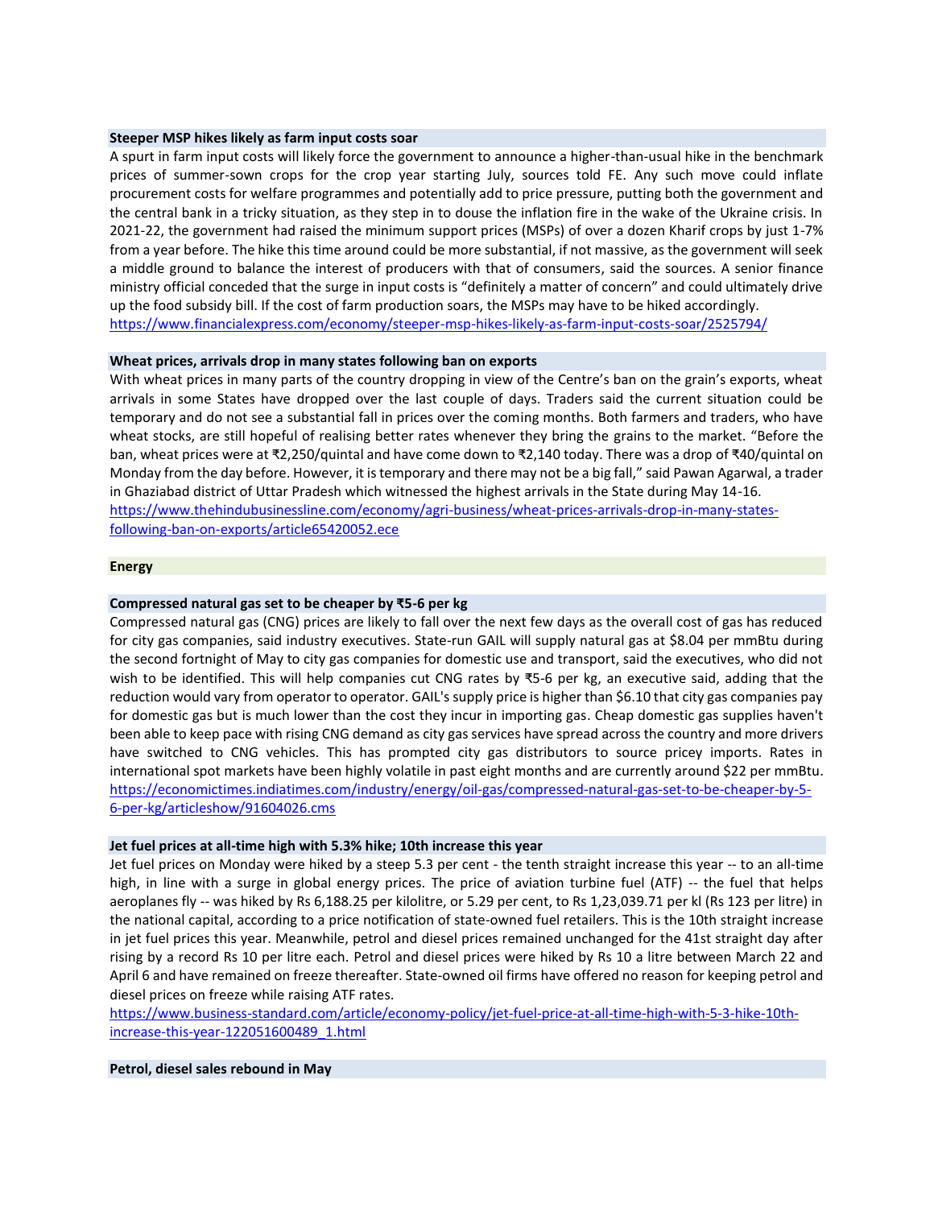### Steeper MSP hikes likely as farm input costs soar

A spurt in farm input costs will likely force the government to announce a higher-than-usual hike in the benchmark prices of summer-sown crops for the crop year starting July, sources told FE. Any such move could inflate procurement costs for welfare programmes and potentially add to price pressure, putting both the government and the central bank in a tricky situation, as they step in to douse the inflation fire in the wake of the Ukraine crisis. In 2021-22, the government had raised the minimum support prices (MSPs) of over a dozen Kharif crops by just 1-7% from a year before. The hike this time around could be more substantial, if not massive, as the government will seek a middle ground to balance the interest of producers with that of consumers, said the sources. A senior finance ministry official conceded that the surge in input costs is "definitely a matter of concern" and could ultimately drive up the food subsidy bill. If the cost of farm production soars, the MSPs may have to be hiked accordingly.
https://www.financialexpress.com/economy/steeper-msp-hikes-likely-as-farm-input-costs-soar/2525794/

### Wheat prices, arrivals drop in many states following ban on exports

With wheat prices in many parts of the country dropping in view of the Centre's ban on the grain's exports, wheat arrivals in some States have dropped over the last couple of days. Traders said the current situation could be temporary and do not see a substantial fall in prices over the coming months. Both farmers and traders, who have wheat stocks, are still hopeful of realising better rates whenever they bring the grains to the market. "Before the ban, wheat prices were at ₹2,250/quintal and have come down to ₹2,140 today. There was a drop of ₹40/quintal on Monday from the day before. However, it is temporary and there may not be a big fall," said Pawan Agarwal, a trader in Ghaziabad district of Uttar Pradesh which witnessed the highest arrivals in the State during May 14-16.
https://www.thehindubusinessline.com/economy/agri-business/wheat-prices-arrivals-drop-in-many-states-following-ban-on-exports/article65420052.ece

## Energy

### Compressed natural gas set to be cheaper by ₹5-6 per kg

Compressed natural gas (CNG) prices are likely to fall over the next few days as the overall cost of gas has reduced for city gas companies, said industry executives. State-run GAIL will supply natural gas at $8.04 per mmBtu during the second fortnight of May to city gas companies for domestic use and transport, said the executives, who did not wish to be identified. This will help companies cut CNG rates by ₹5-6 per kg, an executive said, adding that the reduction would vary from operator to operator. GAIL's supply price is higher than $6.10 that city gas companies pay for domestic gas but is much lower than the cost they incur in importing gas. Cheap domestic gas supplies haven't been able to keep pace with rising CNG demand as city gas services have spread across the country and more drivers have switched to CNG vehicles. This has prompted city gas distributors to source pricey imports. Rates in international spot markets have been highly volatile in past eight months and are currently around $22 per mmBtu.
https://economictimes.indiatimes.com/industry/energy/oil-gas/compressed-natural-gas-set-to-be-cheaper-by-5-6-per-kg/articleshow/91604026.cms

### Jet fuel prices at all-time high with 5.3% hike; 10th increase this year

Jet fuel prices on Monday were hiked by a steep 5.3 per cent - the tenth straight increase this year -- to an all-time high, in line with a surge in global energy prices. The price of aviation turbine fuel (ATF) -- the fuel that helps aeroplanes fly -- was hiked by Rs 6,188.25 per kilolitre, or 5.29 per cent, to Rs 1,23,039.71 per kl (Rs 123 per litre) in the national capital, according to a price notification of state-owned fuel retailers. This is the 10th straight increase in jet fuel prices this year. Meanwhile, petrol and diesel prices remained unchanged for the 41st straight day after rising by a record Rs 10 per litre each. Petrol and diesel prices were hiked by Rs 10 a litre between March 22 and April 6 and have remained on freeze thereafter. State-owned oil firms have offered no reason for keeping petrol and diesel prices on freeze while raising ATF rates.
https://www.business-standard.com/article/economy-policy/jet-fuel-price-at-all-time-high-with-5-3-hike-10th-increase-this-year-122051600489_1.html

### Petrol, diesel sales rebound in May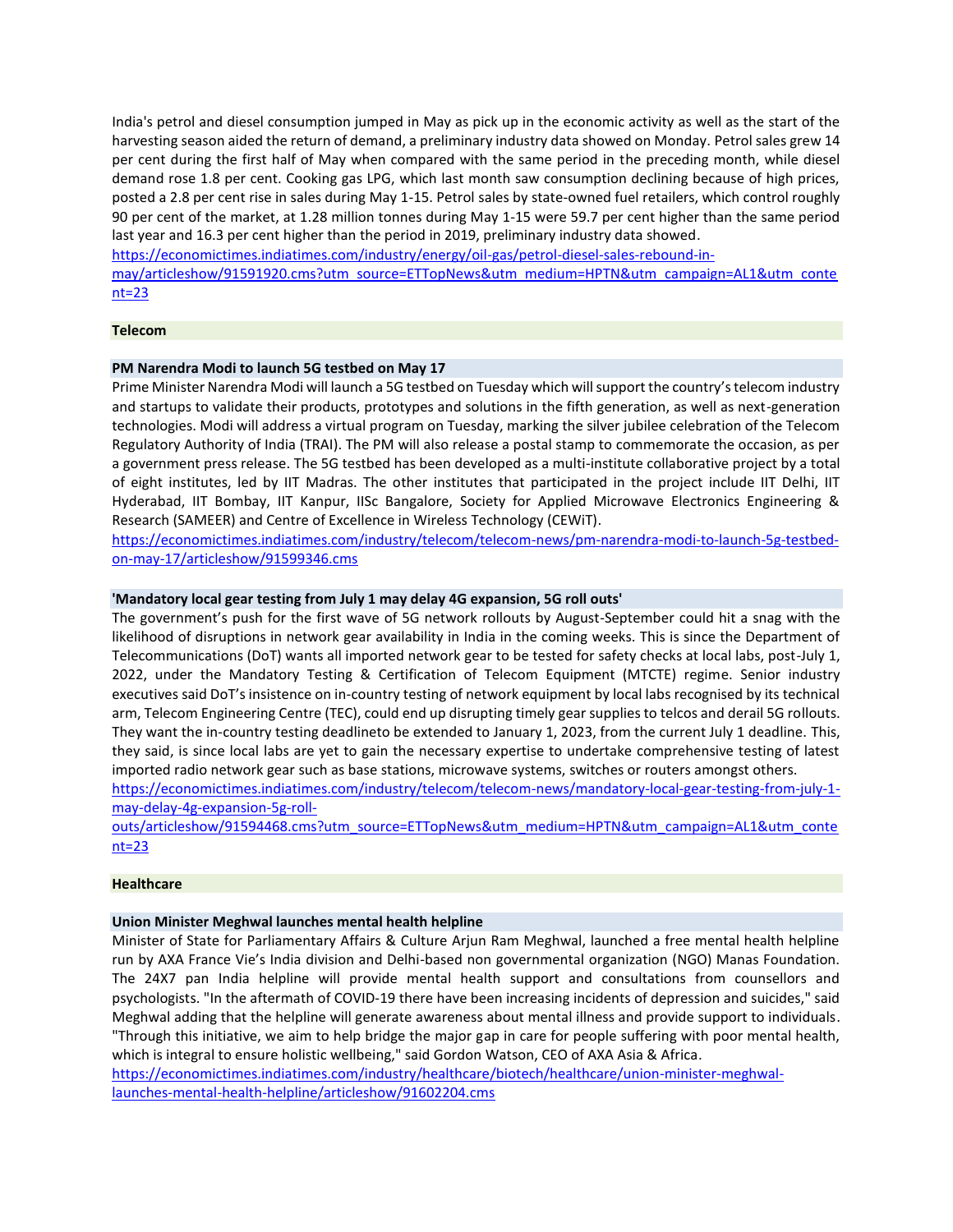India's petrol and diesel consumption jumped in May as pick up in the economic activity as well as the start of the harvesting season aided the return of demand, a preliminary industry data showed on Monday. Petrol sales grew 14 per cent during the first half of May when compared with the same period in the preceding month, while diesel demand rose 1.8 per cent. Cooking gas LPG, which last month saw consumption declining because of high prices, posted a 2.8 per cent rise in sales during May 1-15. Petrol sales by state-owned fuel retailers, which control roughly 90 per cent of the market, at 1.28 million tonnes during May 1-15 were 59.7 per cent higher than the same period last year and 16.3 per cent higher than the period in 2019, preliminary industry data showed.
https://economictimes.indiatimes.com/industry/energy/oil-gas/petrol-diesel-sales-rebound-in-may/articleshow/91591920.cms?utm_source=ETTopNews&utm_medium=HPTN&utm_campaign=AL1&utm_content=23

## Telecom

### PM Narendra Modi to launch 5G testbed on May 17

Prime Minister Narendra Modi will launch a 5G testbed on Tuesday which will support the country's telecom industry and startups to validate their products, prototypes and solutions in the fifth generation, as well as next-generation technologies. Modi will address a virtual program on Tuesday, marking the silver jubilee celebration of the Telecom Regulatory Authority of India (TRAI). The PM will also release a postal stamp to commemorate the occasion, as per a government press release. The 5G testbed has been developed as a multi-institute collaborative project by a total of eight institutes, led by IIT Madras. The other institutes that participated in the project include IIT Delhi, IIT Hyderabad, IIT Bombay, IIT Kanpur, IISc Bangalore, Society for Applied Microwave Electronics Engineering & Research (SAMEER) and Centre of Excellence in Wireless Technology (CEWiT).
https://economictimes.indiatimes.com/industry/telecom/telecom-news/pm-narendra-modi-to-launch-5g-testbed-on-may-17/articleshow/91599346.cms

### 'Mandatory local gear testing from July 1 may delay 4G expansion, 5G roll outs'

The government's push for the first wave of 5G network rollouts by August-September could hit a snag with the likelihood of disruptions in network gear availability in India in the coming weeks. This is since the Department of Telecommunications (DoT) wants all imported network gear to be tested for safety checks at local labs, post-July 1, 2022, under the Mandatory Testing & Certification of Telecom Equipment (MTCTE) regime. Senior industry executives said DoT's insistence on in-country testing of network equipment by local labs recognised by its technical arm, Telecom Engineering Centre (TEC), could end up disrupting timely gear supplies to telcos and derail 5G rollouts. They want the in-country testing deadlineto be extended to January 1, 2023, from the current July 1 deadline. This, they said, is since local labs are yet to gain the necessary expertise to undertake comprehensive testing of latest imported radio network gear such as base stations, microwave systems, switches or routers amongst others.
https://economictimes.indiatimes.com/industry/telecom/telecom-news/mandatory-local-gear-testing-from-july-1-may-delay-4g-expansion-5g-roll-outs/articleshow/91594468.cms?utm_source=ETTopNews&utm_medium=HPTN&utm_campaign=AL1&utm_content=23

## Healthcare

### Union Minister Meghwal launches mental health helpline

Minister of State for Parliamentary Affairs & Culture Arjun Ram Meghwal, launched a free mental health helpline run by AXA France Vie's India division and Delhi-based non governmental organization (NGO) Manas Foundation. The 24X7 pan India helpline will provide mental health support and consultations from counsellors and psychologists. "In the aftermath of COVID-19 there have been increasing incidents of depression and suicides," said Meghwal adding that the helpline will generate awareness about mental illness and provide support to individuals. "Through this initiative, we aim to help bridge the major gap in care for people suffering with poor mental health, which is integral to ensure holistic wellbeing," said Gordon Watson, CEO of AXA Asia & Africa.
https://economictimes.indiatimes.com/industry/healthcare/biotech/healthcare/union-minister-meghwal-launches-mental-health-helpline/articleshow/91602204.cms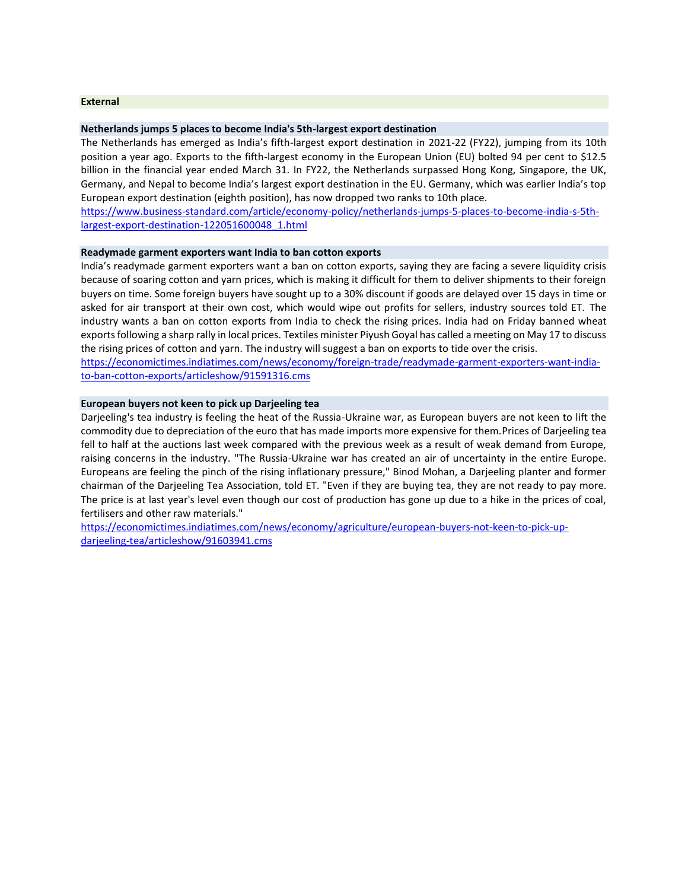## External

### Netherlands jumps 5 places to become India's 5th-largest export destination

The Netherlands has emerged as India's fifth-largest export destination in 2021-22 (FY22), jumping from its 10th position a year ago. Exports to the fifth-largest economy in the European Union (EU) bolted 94 per cent to $12.5 billion in the financial year ended March 31. In FY22, the Netherlands surpassed Hong Kong, Singapore, the UK, Germany, and Nepal to become India's largest export destination in the EU. Germany, which was earlier India's top European export destination (eighth position), has now dropped two ranks to 10th place.

https://www.business-standard.com/article/economy-policy/netherlands-jumps-5-places-to-become-india-s-5th-largest-export-destination-122051600048_1.html

### Readymade garment exporters want India to ban cotton exports

India's readymade garment exporters want a ban on cotton exports, saying they are facing a severe liquidity crisis because of soaring cotton and yarn prices, which is making it difficult for them to deliver shipments to their foreign buyers on time. Some foreign buyers have sought up to a 30% discount if goods are delayed over 15 days in time or asked for air transport at their own cost, which would wipe out profits for sellers, industry sources told ET. The industry wants a ban on cotton exports from India to check the rising prices. India had on Friday banned wheat exports following a sharp rally in local prices. Textiles minister Piyush Goyal has called a meeting on May 17 to discuss the rising prices of cotton and yarn. The industry will suggest a ban on exports to tide over the crisis.

https://economictimes.indiatimes.com/news/economy/foreign-trade/readymade-garment-exporters-want-india-to-ban-cotton-exports/articleshow/91591316.cms

### European buyers not keen to pick up Darjeeling tea

Darjeeling's tea industry is feeling the heat of the Russia-Ukraine war, as European buyers are not keen to lift the commodity due to depreciation of the euro that has made imports more expensive for them. Prices of Darjeeling tea fell to half at the auctions last week compared with the previous week as a result of weak demand from Europe, raising concerns in the industry. "The Russia-Ukraine war has created an air of uncertainty in the entire Europe. Europeans are feeling the pinch of the rising inflationary pressure," Binod Mohan, a Darjeeling planter and former chairman of the Darjeeling Tea Association, told ET. "Even if they are buying tea, they are not ready to pay more. The price is at last year's level even though our cost of production has gone up due to a hike in the prices of coal, fertilisers and other raw materials."

https://economictimes.indiatimes.com/news/economy/agriculture/european-buyers-not-keen-to-pick-up-darjeeling-tea/articleshow/91603941.cms